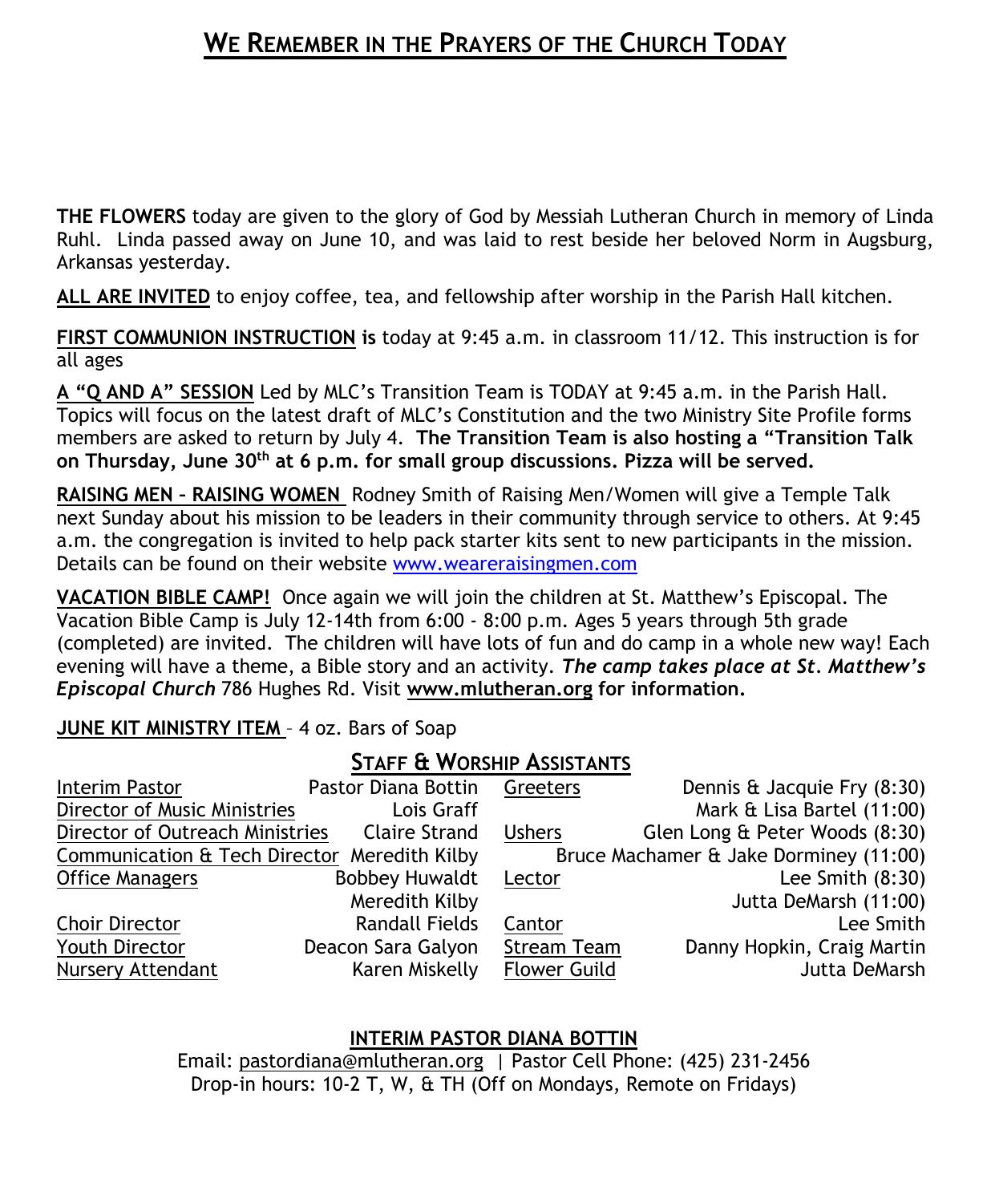# WE REMEMBER IN THE PRAYERS OF THE CHURCH TODAY

**THE FLOWERS** today are given to the glory of God by Messiah Lutheran Church in memory of Linda Ruhl. Linda passed away on June 10, and was laid to rest beside her beloved Norm in Augsburg, Arkansas yesterday.

**ALL ARE INVITED** to enjoy coffee, tea, and fellowship after worship in the Parish Hall kitchen.

**FIRST COMMUNION INSTRUCTION is** today at 9:45 a.m. in classroom 11/12. This instruction is for all ages

**A "Q AND A" SESSION** Led by MLC's Transition Team is TODAY at 9:45 a.m. in the Parish Hall. Topics will focus on the latest draft of MLC's Constitution and the two Ministry Site Profile forms members are asked to return by July 4. **The Transition Team is also hosting a "Transition Talk on Thursday, June 30th at 6 p.m. for small group discussions. Pizza will be served.**

**RAISING MEN – RAISING WOMEN** Rodney Smith of Raising Men/Women will give a Temple Talk next Sunday about his mission to be leaders in their community through service to others. At 9:45 a.m. the congregation is invited to help pack starter kits sent to new participants in the mission. Details can be found on their website www.weareraisingmen.com

**VACATION BIBLE CAMP!** Once again we will join the children at St. Matthew's Episcopal. The Vacation Bible Camp is July 12-14th from 6:00 - 8:00 p.m. Ages 5 years through 5th grade (completed) are invited. The children will have lots of fun and do camp in a whole new way! Each evening will have a theme, a Bible story and an activity. ***The camp takes place at St. Matthew's Episcopal Church*** 786 Hughes Rd. Visit **www.mlutheran.org for information.**

**JUNE KIT MINISTRY ITEM** – 4 oz. Bars of Soap

## STAFF & WORSHIP ASSISTANTS

| | | | |
|---|---|---|---|
| Interim Pastor | Pastor Diana Bottin | Greeters | Dennis & Jacquie Fry (8:30) |
| Director of Music Ministries | Lois Graff | | Mark & Lisa Bartel (11:00) |
| Director of Outreach Ministries | Claire Strand | Ushers | Glen Long & Peter Woods (8:30) |
| Communication & Tech Director | Meredith Kilby | | Bruce Machamer & Jake Dorminey (11:00) |
| Office Managers | Bobbey Huwaldt | Lector | Lee Smith (8:30) |
| | Meredith Kilby | | Jutta DeMarsh (11:00) |
| Choir Director | Randall Fields | Cantor | Lee Smith |
| Youth Director | Deacon Sara Galyon | Stream Team | Danny Hopkin, Craig Martin |
| Nursery Attendant | Karen Miskelly | Flower Guild | Jutta DeMarsh |

**INTERIM PASTOR DIANA BOTTIN**

Email: pastordiana@mlutheran.org | Pastor Cell Phone: (425) 231-2456

Drop-in hours: 10-2 T, W, & TH (Off on Mondays, Remote on Fridays)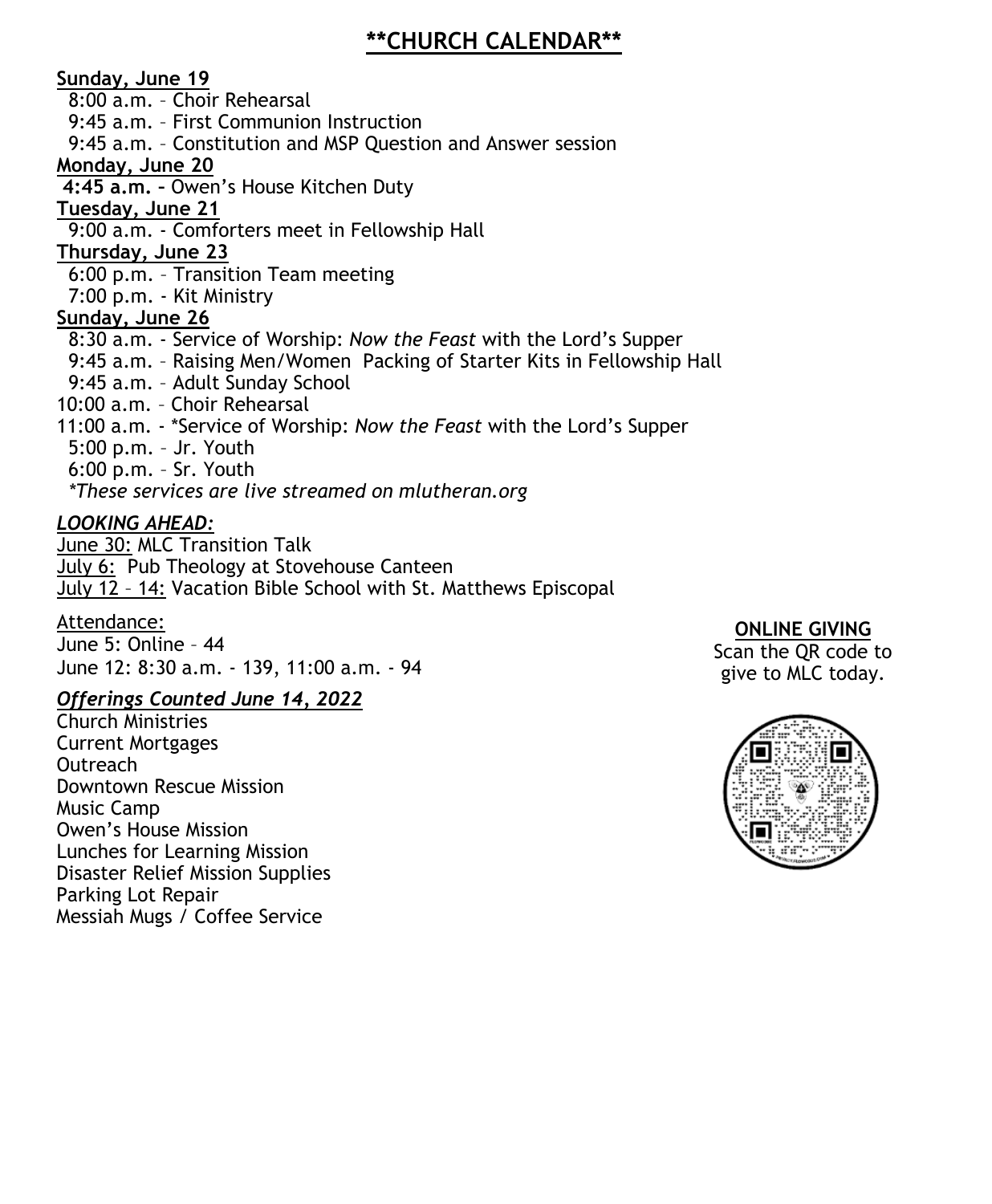# **CHURCH CALENDAR**

**Sunday, June 19**

8:00 a.m. – Choir Rehearsal
9:45 a.m. – First Communion Instruction
9:45 a.m. – Constitution and MSP Question and Answer session

**Monday, June 20**

**4:45 a.m. –** Owen's House Kitchen Duty

**Tuesday, June 21**

9:00 a.m. - Comforters meet in Fellowship Hall

**Thursday, June 23**

6:00 p.m. – Transition Team meeting
7:00 p.m. - Kit Ministry

**Sunday, June 26**

8:30 a.m. - Service of Worship: *Now the Feast* with the Lord's Supper
9:45 a.m. – Raising Men/Women Packing of Starter Kits in Fellowship Hall
9:45 a.m. – Adult Sunday School
10:00 a.m. – Choir Rehearsal
11:00 a.m. - *Service of Worship: *Now the Feast* with the Lord's Supper
5:00 p.m. – Jr. Youth
6:00 p.m. – Sr. Youth

*\*These services are live streamed on mlutheran.org*

***LOOKING AHEAD:***

June 30: MLC Transition Talk
July 6: Pub Theology at Stovehouse Canteen
July 12 – 14: Vacation Bible School with St. Matthews Episcopal

Attendance:
June 5: Online – 44
June 12: 8:30 a.m. - 139, 11:00 a.m. - 94

***Offerings Counted June 14, 2022***

Church Ministries
Current Mortgages
Outreach
Downtown Rescue Mission
Music Camp
Owen's House Mission
Lunches for Learning Mission
Disaster Relief Mission Supplies
Parking Lot Repair
Messiah Mugs / Coffee Service

**ONLINE GIVING**

Scan the QR code to give to MLC today.